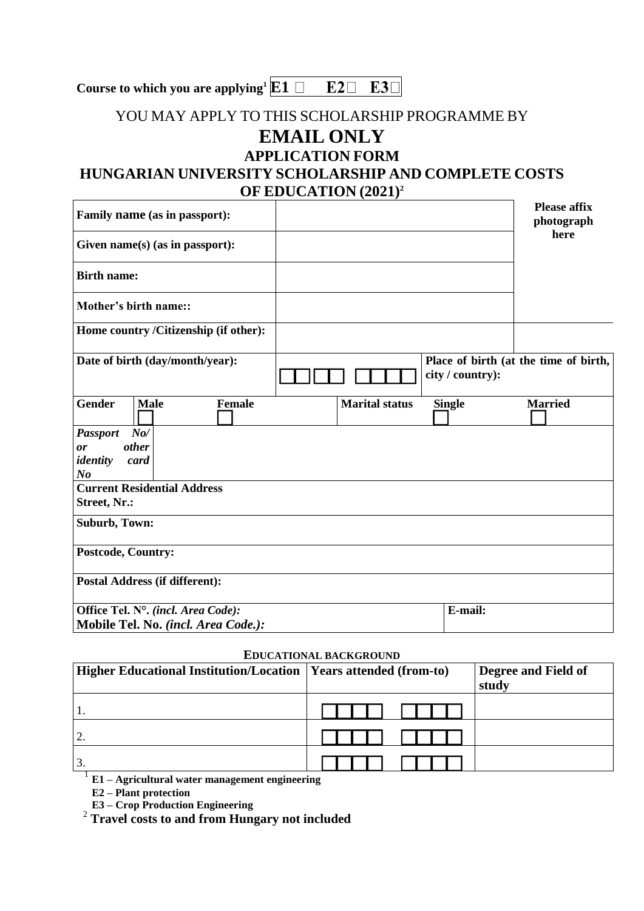**Course to which you are applying[1] E1 □ E2 □ E3 □**

YOU MAY APPLY TO THIS SCHOLARSHIP PROGRAMME BY

# EMAIL ONLY

## APPLICATION FORM

## HUNGARIAN UNIVERSITY SCHOLARSHIP AND COMPLETE COSTS OF EDUCATION (2021)[2]

| Family name (as in passport): | | Please affix photograph here |
|---|---|---|
| Given name(s) (as in passport): | | |
| Birth name: | | |
| Mother's birth name:: | | |
| Home country /Citizenship (if other): | | |

| Date of birth (day/month/year): | □□ □□ □□□□ | Place of birth (at the time of birth, city / country): |
|---|---|---|

| Gender | Male □ | Female □ | Marital status | Single □ | Married □ |
|---|---|---|---|---|---|

| *Passport No/ or other identity card No* | |
|---|---|
| **Current Residential Address** Street, Nr.: | |
| **Suburb, Town:** | |
| **Postcode, Country:** | |
| **Postal Address (if different):** | |
| **Office Tel. N°.** *(incl. Area Code):* **Mobile Tel. No.** *(incl. Area Code.):* | **E-mail:** |

**EDUCATIONAL BACKGROUND**

| Higher Educational Institution/Location | Years attended (from-to) | Degree and Field of study |
|---|---|---|
| 1. | □□□□ □□□□ | |
| 2. | □□□□ □□□□ | |
| 3. | □□□□ □□□□ | |

[1] **E1 – Agricultural water management engineering**
**E2 – Plant protection**
**E3 – Crop Production Engineering**

[2] **Travel costs to and from Hungary not included**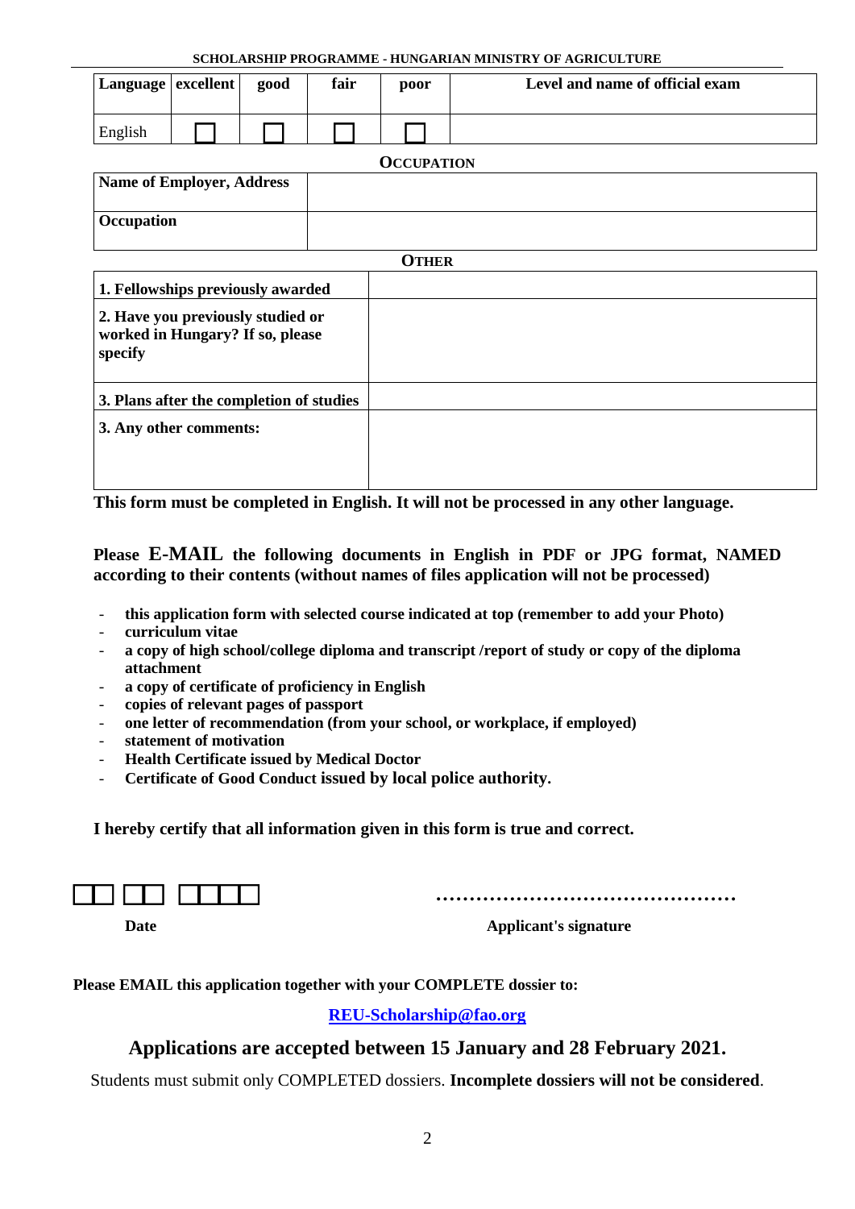| Language | excellent | good | fair | poor | Level and name of official exam |
|---|---|---|---|---|---|
| English | ☐ | ☐ | ☐ | ☐ | |

### OCCUPATION

| | |
|---|---|
| **Name of Employer, Address** | |
| **Occupation** | |

### OTHER

| | |
|---|---|
| **1. Fellowships previously awarded** | |
| **2. Have you previously studied or worked in Hungary? If so, please specify** | |
| **3. Plans after the completion of studies** | |
| **3. Any other comments:** | |

**This form must be completed in English. It will not be processed in any other language.**

**Please E-MAIL the following documents in English in PDF or JPG format, NAMED according to their contents (without names of files application will not be processed)**

- **this application form with selected course indicated at top (remember to add your Photo)**
- **curriculum vitae**
- **a copy of high school/college diploma and transcript /report of study or copy of the diploma attachment**
- **a copy of certificate of proficiency in English**
- **copies of relevant pages of passport**
- **one letter of recommendation (from your school, or workplace, if employed)**
- **statement of motivation**
- **Health Certificate issued by Medical Doctor**
- **Certificate of Good Conduct issued by local police authority.**

**I hereby certify that all information given in this form is true and correct.**

☐☐ ☐☐ ☐☐☐☐ ……………………………………….

**Date** **Applicant's signature**

**Please EMAIL this application together with your COMPLETE dossier to:**

**REU-Scholarship@fao.org**

## Applications are accepted between 15 January and 28 February 2021.

Students must submit only COMPLETED dossiers. **Incomplete dossiers will not be considered**.